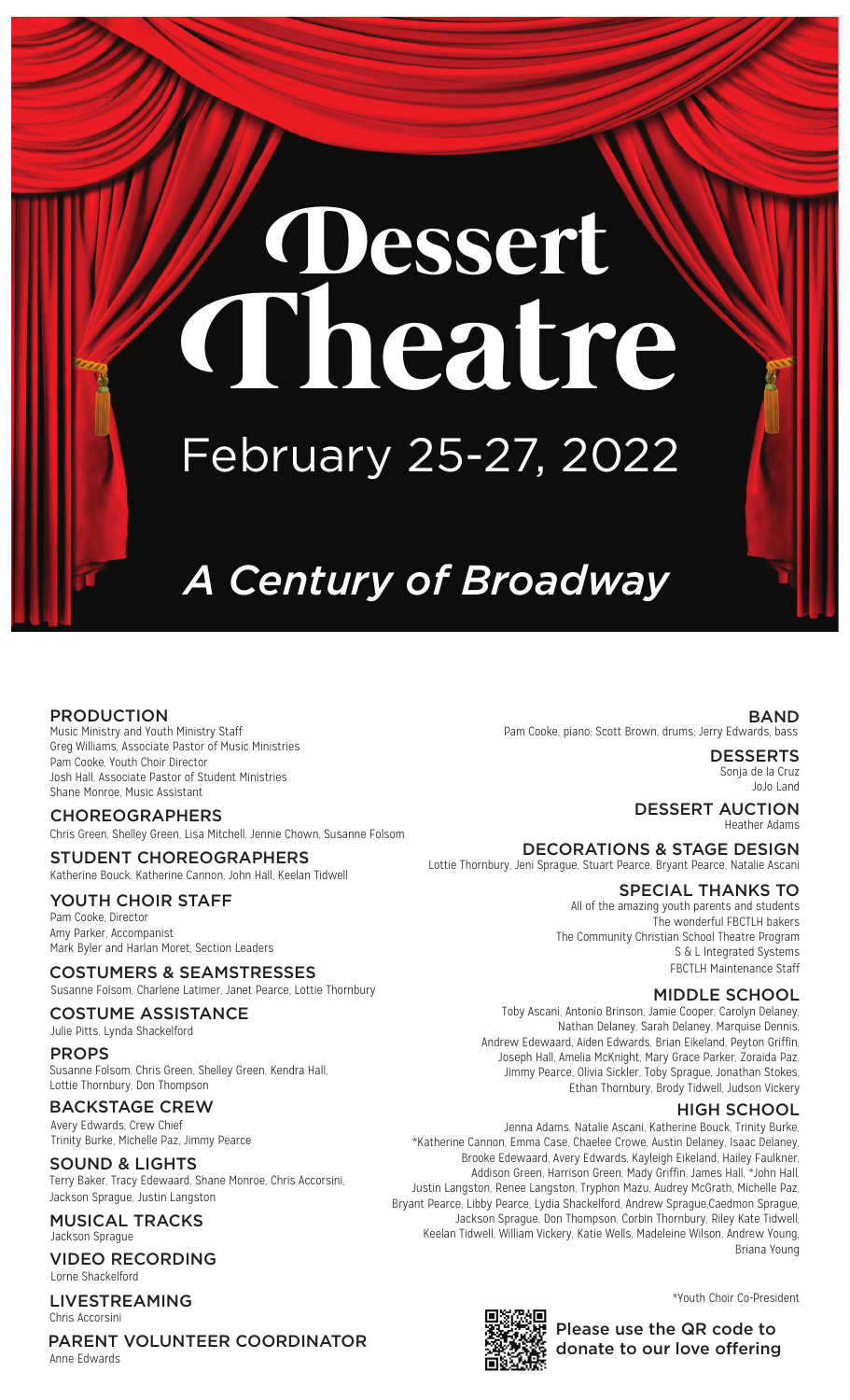# Dessert Theatre

## February 25-27, 2022

## *A Century of Broadway*

### PRODUCTION
Music Ministry and Youth Ministry Staff
Greg Williams, Associate Pastor of Music Ministries
Pam Cooke, Youth Choir Director
Josh Hall, Associate Pastor of Student Ministries
Shane Monroe, Music Assistant

### CHOREOGRAPHERS
Chris Green, Shelley Green, Lisa Mitchell, Jennie Chown, Susanne Folsom

### STUDENT CHOREOGRAPHERS
Katherine Bouck, Katherine Cannon, John Hall, Keelan Tidwell

### YOUTH CHOIR STAFF
Pam Cooke, Director
Amy Parker, Accompanist
Mark Byler and Harlan Moret, Section Leaders

### COSTUMERS & SEAMSTRESSES
Susanne Folsom, Charlene Latimer, Janet Pearce, Lottie Thornbury

### COSTUME ASSISTANCE
Julie Pitts, Lynda Shackelford

### PROPS
Susanne Folsom, Chris Green, Shelley Green, Kendra Hall, Lottie Thornbury, Don Thompson

### BACKSTAGE CREW
Avery Edwards, Crew Chief
Trinity Burke, Michelle Paz, Jimmy Pearce

### SOUND & LIGHTS
Terry Baker, Tracy Edewaard, Shane Monroe, Chris Accorsini, Jackson Sprague, Justin Langston

### MUSICAL TRACKS
Jackson Sprague

### VIDEO RECORDING
Lorne Shackelford

### LIVESTREAMING
Chris Accorsini

### PARENT VOLUNTEER COORDINATOR
Anne Edwards

### BAND
Pam Cooke, piano; Scott Brown, drums; Jerry Edwards, bass

### DESSERTS
Sonja de la Cruz
JoJo Land

### DESSERT AUCTION
Heather Adams

### DECORATIONS & STAGE DESIGN
Lottie Thornbury, Jeni Sprague, Stuart Pearce, Bryant Pearce, Natalie Ascani

### SPECIAL THANKS TO
All of the amazing youth parents and students
The wonderful FBCTLH bakers
The Community Christian School Theatre Program
S & L Integrated Systems
FBCTLH Maintenance Staff

### MIDDLE SCHOOL
Toby Ascani, Antonio Brinson, Jamie Cooper, Carolyn Delaney, Nathan Delaney, Sarah Delaney, Marquise Dennis, Andrew Edewaard, Aiden Edwards, Brian Eikeland, Peyton Griffin, Joseph Hall, Amelia McKnight, Mary Grace Parker, Zoraida Paz, Jimmy Pearce, Olivia Sickler, Toby Sprague, Jonathan Stokes, Ethan Thornbury, Brody Tidwell, Judson Vickery

### HIGH SCHOOL
Jenna Adams, Natalie Ascani, Katherine Bouck, Trinity Burke, *Katherine Cannon, Emma Case, Chaelee Crowe, Austin Delaney, Isaac Delaney, Brooke Edewaard, Avery Edwards, Kayleigh Eikeland, Hailey Faulkner, Addison Green, Harrison Green, Mady Griffin, James Hall, *John Hall, Justin Langston, Renee Langston, Tryphon Mazu, Audrey McGrath, Michelle Paz, Bryant Pearce, Libby Pearce, Lydia Shackelford, Andrew Sprague,Caedmon Sprague, Jackson Sprague, Don Thompson, Corbin Thornbury, Riley Kate Tidwell, Keelan Tidwell, William Vickery, Katie Wells, Madeleine Wilson, Andrew Young, Briana Young

*Youth Choir Co-President

Please use the QR code to donate to our love offering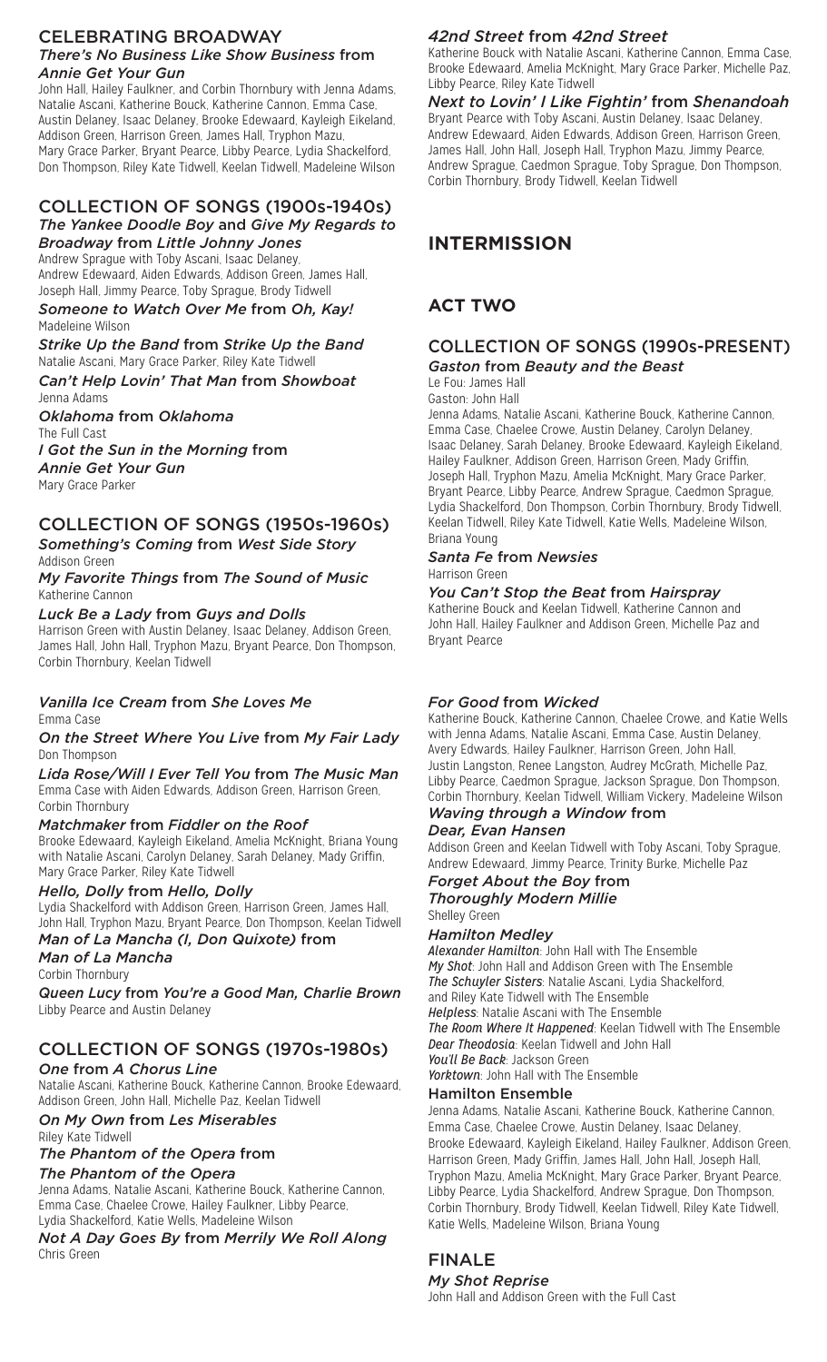## CELEBRATING BROADWAY

***There's No Business Like Show Business*** **from *Annie Get Your Gun***
John Hall, Hailey Faulkner, and Corbin Thornbury with Jenna Adams, Natalie Ascani, Katherine Bouck, Katherine Cannon, Emma Case, Austin Delaney, Isaac Delaney, Brooke Edewaard, Kayleigh Eikeland, Addison Green, Harrison Green, James Hall, Tryphon Mazu, Mary Grace Parker, Bryant Pearce, Libby Pearce, Lydia Shackelford, Don Thompson, Riley Kate Tidwell, Keelan Tidwell, Madeleine Wilson

## COLLECTION OF SONGS (1900s-1940s)

***The Yankee Doodle Boy*** **and *Give My Regards to Broadway*** **from *Little Johnny Jones***
Andrew Sprague with Toby Ascani, Isaac Delaney, Andrew Edewaard, Aiden Edwards, Addison Green, James Hall, Joseph Hall, Jimmy Pearce, Toby Sprague, Brody Tidwell

***Someone to Watch Over Me*** **from *Oh, Kay!***
Madeleine Wilson

***Strike Up the Band*** **from *Strike Up the Band***
Natalie Ascani, Mary Grace Parker, Riley Kate Tidwell

***Can't Help Lovin' That Man*** **from *Showboat***
Jenna Adams

***Oklahoma*** **from *Oklahoma***
The Full Cast

***I Got the Sun in the Morning*** **from *Annie Get Your Gun***
Mary Grace Parker

## COLLECTION OF SONGS (1950s-1960s)

***Something's Coming*** **from *West Side Story***
Addison Green

***My Favorite Things*** **from *The Sound of Music***
Katherine Cannon

***Luck Be a Lady*** **from *Guys and Dolls***
Harrison Green with Austin Delaney, Isaac Delaney, Addison Green, James Hall, John Hall, Tryphon Mazu, Bryant Pearce, Don Thompson, Corbin Thornbury, Keelan Tidwell

***Vanilla Ice Cream*** **from *She Loves Me***
Emma Case

***On the Street Where You Live*** **from *My Fair Lady***
Don Thompson

***Lida Rose/Will I Ever Tell You*** **from *The Music Man***
Emma Case with Aiden Edwards, Addison Green, Harrison Green, Corbin Thornbury

***Matchmaker*** **from *Fiddler on the Roof***
Brooke Edewaard, Kayleigh Eikeland, Amelia McKnight, Briana Young with Natalie Ascani, Carolyn Delaney, Sarah Delaney, Mady Griffin, Mary Grace Parker, Riley Kate Tidwell

***Hello, Dolly*** **from *Hello, Dolly***
Lydia Shackelford with Addison Green, Harrison Green, James Hall, John Hall, Tryphon Mazu, Bryant Pearce, Don Thompson, Keelan Tidwell

***Man of La Mancha (I, Don Quixote)*** **from *Man of La Mancha***
Corbin Thornbury

***Queen Lucy*** **from *You're a Good Man, Charlie Brown***
Libby Pearce and Austin Delaney

## COLLECTION OF SONGS (1970s-1980s)

***One*** **from *A Chorus Line***
Natalie Ascani, Katherine Bouck, Katherine Cannon, Brooke Edewaard, Addison Green, John Hall, Michelle Paz, Keelan Tidwell

***On My Own*** **from *Les Miserables***
Riley Kate Tidwell

***The Phantom of the Opera*** **from *The Phantom of the Opera***
Jenna Adams, Natalie Ascani, Katherine Bouck, Katherine Cannon, Emma Case, Chaelee Crowe, Hailey Faulkner, Libby Pearce, Lydia Shackelford, Katie Wells, Madeleine Wilson

***Not A Day Goes By*** **from *Merrily We Roll Along***
Chris Green

***42nd Street*** **from *42nd Street***
Katherine Bouck with Natalie Ascani, Katherine Cannon, Emma Case, Brooke Edewaard, Amelia McKnight, Mary Grace Parker, Michelle Paz, Libby Pearce, Riley Kate Tidwell

***Next to Lovin' I Like Fightin'*** **from *Shenandoah***
Bryant Pearce with Toby Ascani, Austin Delaney, Isaac Delaney, Andrew Edewaard, Aiden Edwards, Addison Green, Harrison Green, James Hall, John Hall, Joseph Hall, Tryphon Mazu, Jimmy Pearce, Andrew Sprague, Caedmon Sprague, Toby Sprague, Don Thompson, Corbin Thornbury, Brody Tidwell, Keelan Tidwell

## INTERMISSION

## ACT TWO

## COLLECTION OF SONGS (1990s-PRESENT)

***Gaston*** **from *Beauty and the Beast***
Le Fou: James Hall
Gaston: John Hall
Jenna Adams, Natalie Ascani, Katherine Bouck, Katherine Cannon, Emma Case, Chaelee Crowe, Austin Delaney, Carolyn Delaney, Isaac Delaney, Sarah Delaney, Brooke Edewaard, Kayleigh Eikeland, Hailey Faulkner, Addison Green, Harrison Green, Mady Griffin, Joseph Hall, Tryphon Mazu, Amelia McKnight, Mary Grace Parker, Bryant Pearce, Libby Pearce, Andrew Sprague, Caedmon Sprague, Lydia Shackelford, Don Thompson, Corbin Thornbury, Brody Tidwell, Keelan Tidwell, Riley Kate Tidwell, Katie Wells, Madeleine Wilson, Briana Young

***Santa Fe*** **from *Newsies***
Harrison Green

***You Can't Stop the Beat*** **from *Hairspray***
Katherine Bouck and Keelan Tidwell, Katherine Cannon and John Hall, Hailey Faulkner and Addison Green, Michelle Paz and Bryant Pearce

***For Good*** **from *Wicked***
Katherine Bouck, Katherine Cannon, Chaelee Crowe, and Katie Wells with Jenna Adams, Natalie Ascani, Emma Case, Austin Delaney, Avery Edwards, Hailey Faulkner, Harrison Green, John Hall, Justin Langston, Renee Langston, Audrey McGrath, Michelle Paz, Libby Pearce, Caedmon Sprague, Jackson Sprague, Don Thompson, Corbin Thornbury, Keelan Tidwell, William Vickery, Madeleine Wilson

***Waving through a Window*** **from *Dear, Evan Hansen***
Addison Green and Keelan Tidwell with Toby Ascani, Toby Sprague, Andrew Edewaard, Jimmy Pearce, Trinity Burke, Michelle Paz

***Forget About the Boy*** **from *Thoroughly Modern Millie***
Shelley Green

***Hamilton Medley***
*Alexander Hamilton*: John Hall with The Ensemble
*My Shot*: John Hall and Addison Green with The Ensemble
*The Schuyler Sisters*: Natalie Ascani, Lydia Shackelford, and Riley Kate Tidwell with The Ensemble
*Helpless*: Natalie Ascani with The Ensemble
*The Room Where It Happened*: Keelan Tidwell with The Ensemble
*Dear Theodosia*: Keelan Tidwell and John Hall
*You'll Be Back*: Jackson Green
*Yorktown*: John Hall with The Ensemble

**Hamilton Ensemble**
Jenna Adams, Natalie Ascani, Katherine Bouck, Katherine Cannon, Emma Case, Chaelee Crowe, Austin Delaney, Isaac Delaney, Brooke Edewaard, Kayleigh Eikeland, Hailey Faulkner, Addison Green, Harrison Green, Mady Griffin, James Hall, John Hall, Joseph Hall, Tryphon Mazu, Amelia McKnight, Mary Grace Parker, Bryant Pearce, Libby Pearce, Lydia Shackelford, Andrew Sprague, Don Thompson, Corbin Thornbury, Brody Tidwell, Keelan Tidwell, Riley Kate Tidwell, Katie Wells, Madeleine Wilson, Briana Young

## FINALE

***My Shot Reprise***
John Hall and Addison Green with the Full Cast